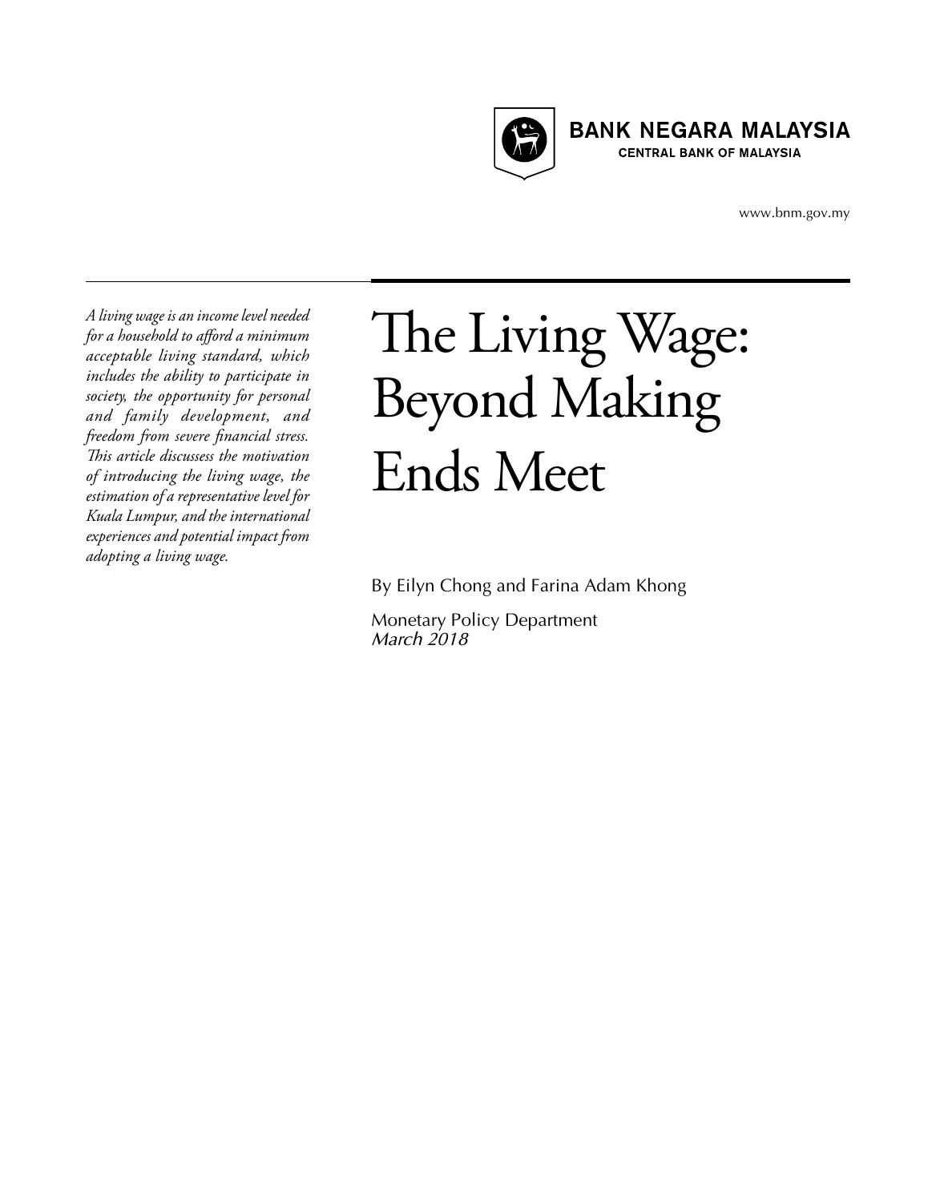BANK NEGARA MALAYSIA

CENTRAL BANK OF MALAYSIA

www.bnm.gov.my

# The Living Wage: Beyond Making Ends Meet

*A living wage is an income level needed for a household to afford a minimum acceptable living standard, which includes the ability to participate in society, the opportunity for personal and family development, and freedom from severe financial stress. This article discusses the motivation of introducing the living wage, the estimation of a representative level for Kuala Lumpur, and the international experiences and potential impact from adopting a living wage.*

By Eilyn Chong and Farina Adam Khong

Monetary Policy Department

*March 2018*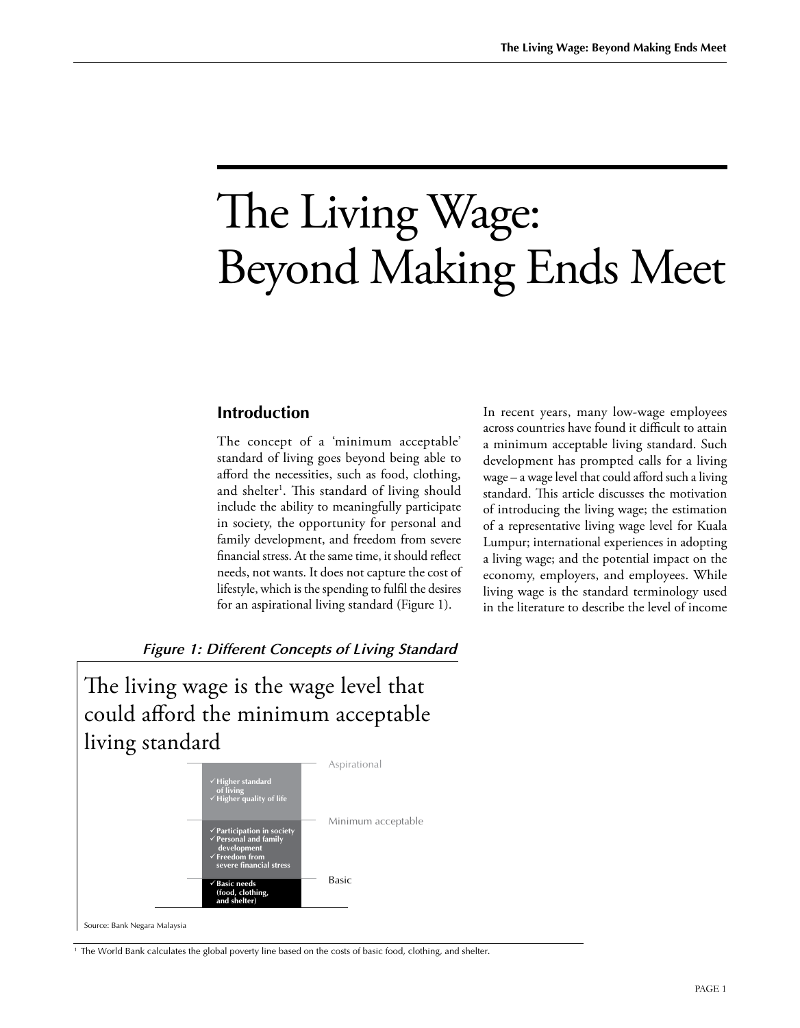# The Living Wage: Beyond Making Ends Meet

## Introduction

The concept of a 'minimum acceptable' standard of living goes beyond being able to afford the necessities, such as food, clothing, and shelter[1]. This standard of living should include the ability to meaningfully participate in society, the opportunity for personal and family development, and freedom from severe financial stress. At the same time, it should reflect needs, not wants. It does not capture the cost of lifestyle, which is the spending to fulfil the desires for an aspirational living standard (Figure 1).

In recent years, many low-wage employees across countries have found it difficult to attain a minimum acceptable living standard. Such development has prompted calls for a living wage – a wage level that could afford such a living standard. This article discusses the motivation of introducing the living wage; the estimation of a representative living wage level for Kuala Lumpur; international experiences in adopting a living wage; and the potential impact on the economy, employers, and employees. While living wage is the standard terminology used in the literature to describe the level of income

***Figure 1: Different Concepts of Living Standard***

The living wage is the wage level that could afford the minimum acceptable living standard

| Level | Components |
|---|---|
| Aspirational | ✓ Higher standard of living<br>✓ Higher quality of life |
| Minimum acceptable | ✓ Participation in society<br>✓ Personal and family development<br>✓ Freedom from severe financial stress |
| Basic | ✓ Basic needs (food, clothing, and shelter) |

Source: Bank Negara Malaysia

[1] The World Bank calculates the global poverty line based on the costs of basic food, clothing, and shelter.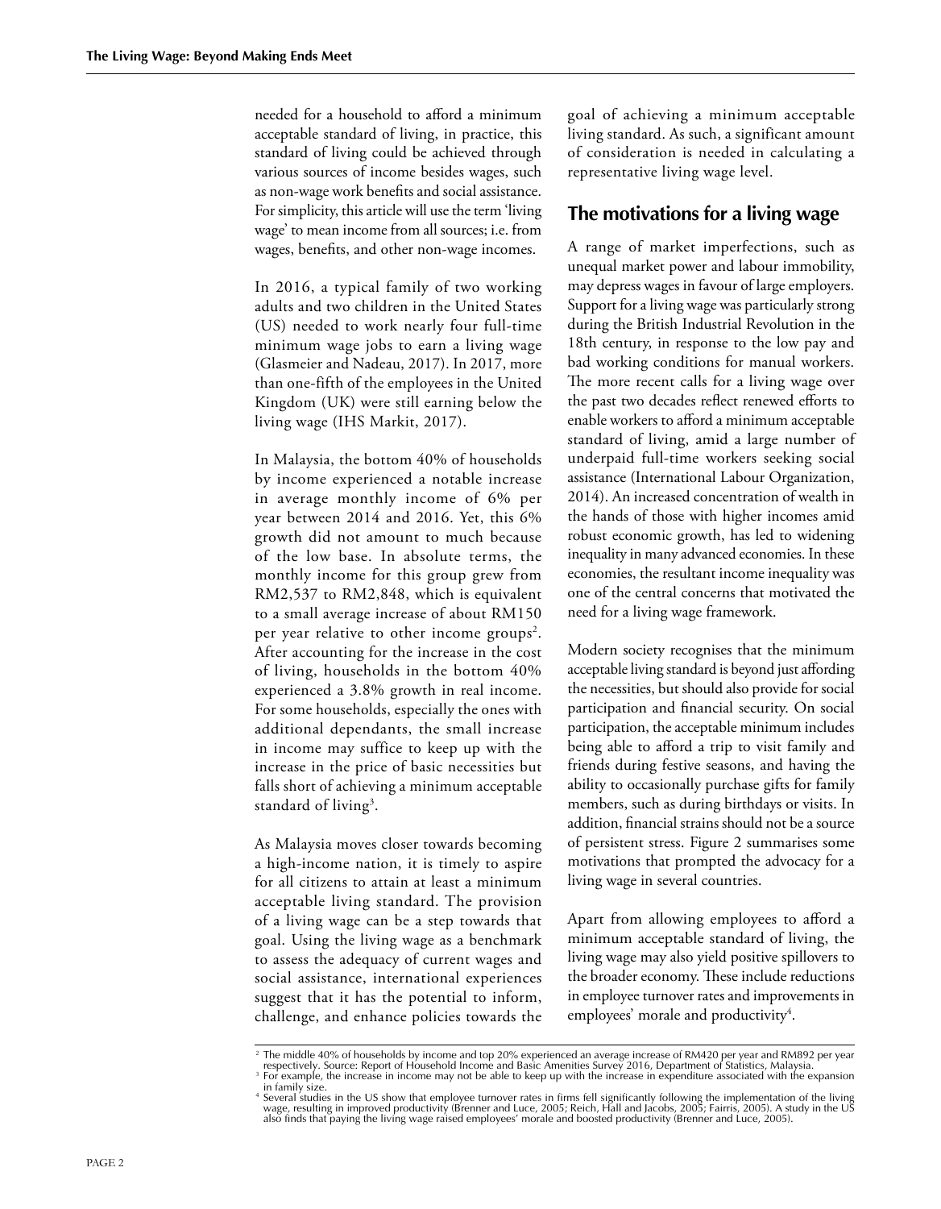needed for a household to afford a minimum acceptable standard of living, in practice, this standard of living could be achieved through various sources of income besides wages, such as non-wage work benefits and social assistance. For simplicity, this article will use the term 'living wage' to mean income from all sources; i.e. from wages, benefits, and other non-wage incomes.

In 2016, a typical family of two working adults and two children in the United States (US) needed to work nearly four full-time minimum wage jobs to earn a living wage (Glasmeier and Nadeau, 2017). In 2017, more than one-fifth of the employees in the United Kingdom (UK) were still earning below the living wage (IHS Markit, 2017).

In Malaysia, the bottom 40% of households by income experienced a notable increase in average monthly income of 6% per year between 2014 and 2016. Yet, this 6% growth did not amount to much because of the low base. In absolute terms, the monthly income for this group grew from RM2,537 to RM2,848, which is equivalent to a small average increase of about RM150 per year relative to other income groups[2]. After accounting for the increase in the cost of living, households in the bottom 40% experienced a 3.8% growth in real income. For some households, especially the ones with additional dependants, the small increase in income may suffice to keep up with the increase in the price of basic necessities but falls short of achieving a minimum acceptable standard of living[3].

As Malaysia moves closer towards becoming a high-income nation, it is timely to aspire for all citizens to attain at least a minimum acceptable living standard. The provision of a living wage can be a step towards that goal. Using the living wage as a benchmark to assess the adequacy of current wages and social assistance, international experiences suggest that it has the potential to inform, challenge, and enhance policies towards the goal of achieving a minimum acceptable living standard. As such, a significant amount of consideration is needed in calculating a representative living wage level.

## The motivations for a living wage

A range of market imperfections, such as unequal market power and labour immobility, may depress wages in favour of large employers. Support for a living wage was particularly strong during the British Industrial Revolution in the 18th century, in response to the low pay and bad working conditions for manual workers. The more recent calls for a living wage over the past two decades reflect renewed efforts to enable workers to afford a minimum acceptable standard of living, amid a large number of underpaid full-time workers seeking social assistance (International Labour Organization, 2014). An increased concentration of wealth in the hands of those with higher incomes amid robust economic growth, has led to widening inequality in many advanced economies. In these economies, the resultant income inequality was one of the central concerns that motivated the need for a living wage framework.

Modern society recognises that the minimum acceptable living standard is beyond just affording the necessities, but should also provide for social participation and financial security. On social participation, the acceptable minimum includes being able to afford a trip to visit family and friends during festive seasons, and having the ability to occasionally purchase gifts for family members, such as during birthdays or visits. In addition, financial strains should not be a source of persistent stress. Figure 2 summarises some motivations that prompted the advocacy for a living wage in several countries.

Apart from allowing employees to afford a minimum acceptable standard of living, the living wage may also yield positive spillovers to the broader economy. These include reductions in employee turnover rates and improvements in employees' morale and productivity[4].

---

[2] The middle 40% of households by income and top 20% experienced an average increase of RM420 per year and RM892 per year respectively. Source: Report of Household Income and Basic Amenities Survey 2016, Department of Statistics, Malaysia.

[3] For example, the increase in income may not be able to keep up with the increase in expenditure associated with the expansion in family size.

[4] Several studies in the US show that employee turnover rates in firms fell significantly following the implementation of the living wage, resulting in improved productivity (Brenner and Luce, 2005; Reich, Hall and Jacobs, 2005; Fairris, 2005). A study in the US also finds that paying the living wage raised employees' morale and boosted productivity (Brenner and Luce, 2005).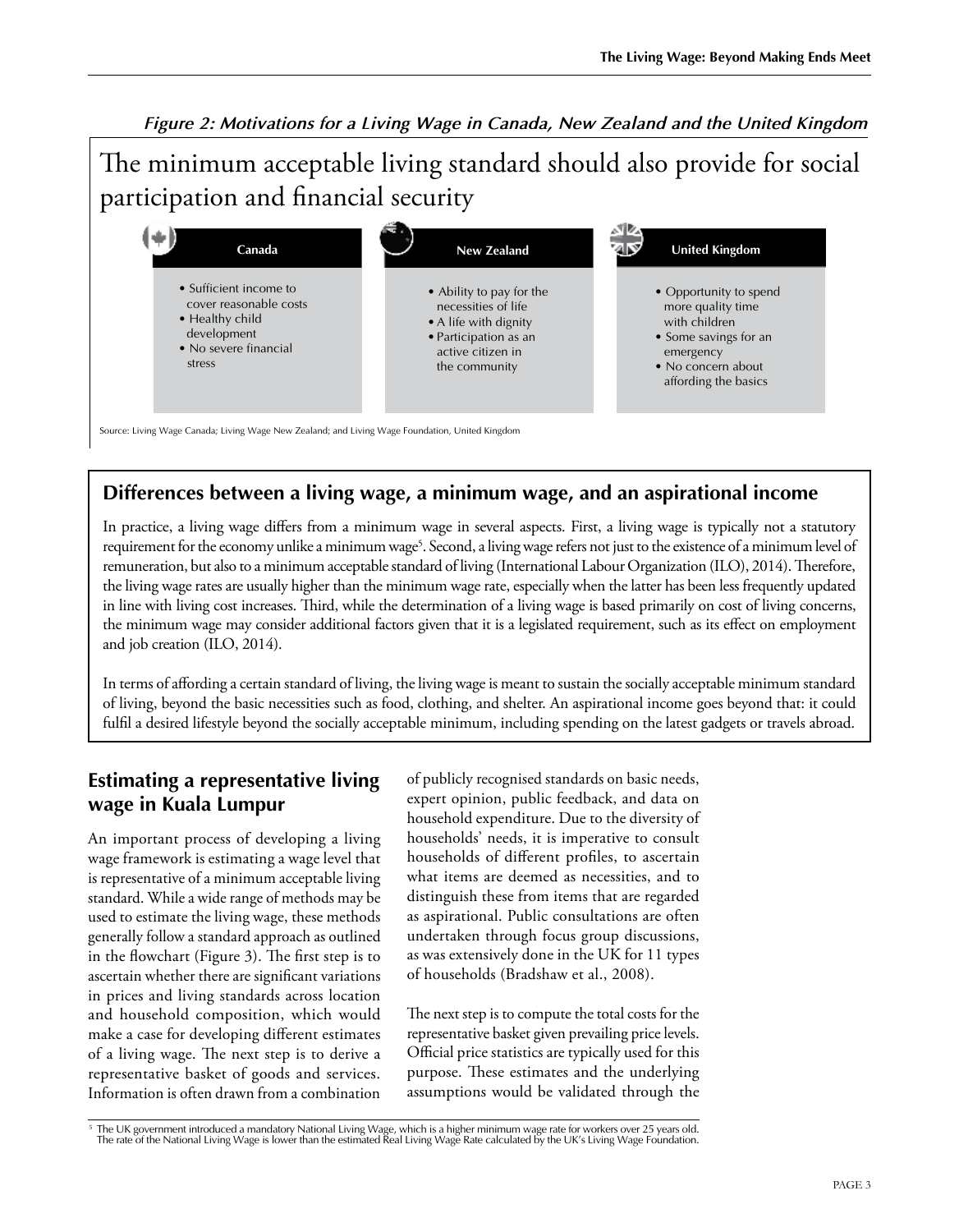*Figure 2: Motivations for a Living Wage in Canada, New Zealand and the United Kingdom*

The minimum acceptable living standard should also provide for social participation and financial security

| Canada | New Zealand | United Kingdom |
|---|---|---|
| • Sufficient income to cover reasonable costs<br>• Healthy child development<br>• No severe financial stress | • Ability to pay for the necessities of life<br>• A life with dignity<br>• Participation as an active citizen in the community | • Opportunity to spend more quality time with children<br>• Some savings for an emergency<br>• No concern about affording the basics |

Source: Living Wage Canada; Living Wage New Zealand; and Living Wage Foundation, United Kingdom

## Differences between a living wage, a minimum wage, and an aspirational income

In practice, a living wage differs from a minimum wage in several aspects. First, a living wage is typically not a statutory requirement for the economy unlike a minimum wage[5]. Second, a living wage refers not just to the existence of a minimum level of remuneration, but also to a minimum acceptable standard of living (International Labour Organization (ILO), 2014). Therefore, the living wage rates are usually higher than the minimum wage rate, especially when the latter has been less frequently updated in line with living cost increases. Third, while the determination of a living wage is based primarily on cost of living concerns, the minimum wage may consider additional factors given that it is a legislated requirement, such as its effect on employment and job creation (ILO, 2014).

In terms of affording a certain standard of living, the living wage is meant to sustain the socially acceptable minimum standard of living, beyond the basic necessities such as food, clothing, and shelter. An aspirational income goes beyond that: it could fulfil a desired lifestyle beyond the socially acceptable minimum, including spending on the latest gadgets or travels abroad.

## Estimating a representative living wage in Kuala Lumpur

An important process of developing a living wage framework is estimating a wage level that is representative of a minimum acceptable living standard. While a wide range of methods may be used to estimate the living wage, these methods generally follow a standard approach as outlined in the flowchart (Figure 3). The first step is to ascertain whether there are significant variations in prices and living standards across location and household composition, which would make a case for developing different estimates of a living wage. The next step is to derive a representative basket of goods and services. Information is often drawn from a combination of publicly recognised standards on basic needs, expert opinion, public feedback, and data on household expenditure. Due to the diversity of households' needs, it is imperative to consult households of different profiles, to ascertain what items are deemed as necessities, and to distinguish these from items that are regarded as aspirational. Public consultations are often undertaken through focus group discussions, as was extensively done in the UK for 11 types of households (Bradshaw et al., 2008).

The next step is to compute the total costs for the representative basket given prevailing price levels. Official price statistics are typically used for this purpose. These estimates and the underlying assumptions would be validated through the

[5] The UK government introduced a mandatory National Living Wage, which is a higher minimum wage rate for workers over 25 years old. The rate of the National Living Wage is lower than the estimated Real Living Wage Rate calculated by the UK's Living Wage Foundation.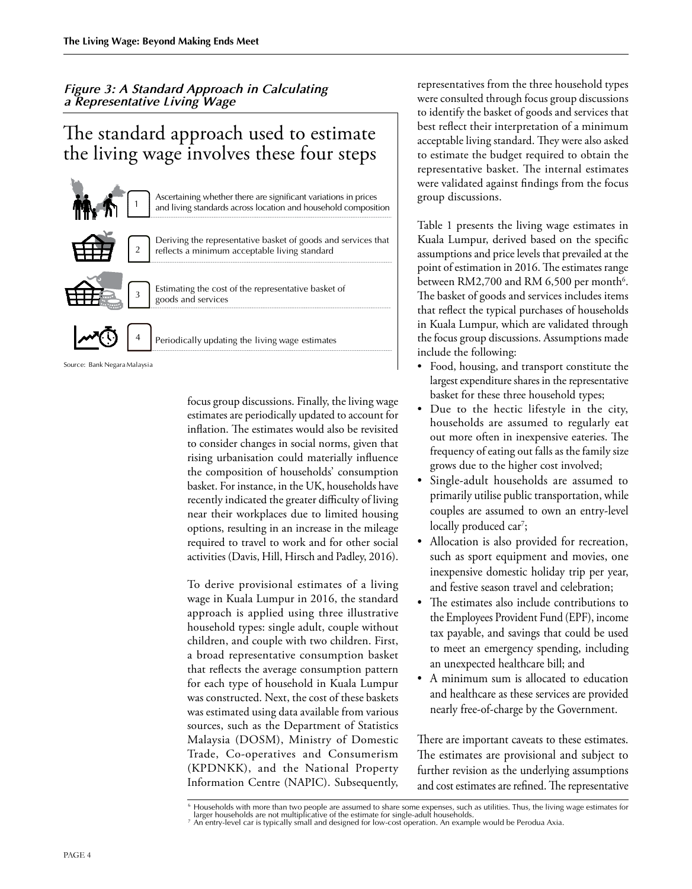*Figure 3: A Standard Approach in Calculating a Representative Living Wage*

## The standard approach used to estimate the living wage involves these four steps

1. Ascertaining whether there are significant variations in prices and living standards across location and household composition
2. Deriving the representative basket of goods and services that reflects a minimum acceptable living standard
3. Estimating the cost of the representative basket of goods and services
4. Periodically updating the living wage estimates

Source: Bank Negara Malaysia

focus group discussions. Finally, the living wage estimates are periodically updated to account for inflation. The estimates would also be revisited to consider changes in social norms, given that rising urbanisation could materially influence the composition of households' consumption basket. For instance, in the UK, households have recently indicated the greater difficulty of living near their workplaces due to limited housing options, resulting in an increase in the mileage required to travel to work and for other social activities (Davis, Hill, Hirsch and Padley, 2016).

To derive provisional estimates of a living wage in Kuala Lumpur in 2016, the standard approach is applied using three illustrative household types: single adult, couple without children, and couple with two children. First, a broad representative consumption basket that reflects the average consumption pattern for each type of household in Kuala Lumpur was constructed. Next, the cost of these baskets was estimated using data available from various sources, such as the Department of Statistics Malaysia (DOSM), Ministry of Domestic Trade, Co-operatives and Consumerism (KPDNKK), and the National Property Information Centre (NAPIC). Subsequently, representatives from the three household types were consulted through focus group discussions to identify the basket of goods and services that best reflect their interpretation of a minimum acceptable living standard. They were also asked to estimate the budget required to obtain the representative basket. The internal estimates were validated against findings from the focus group discussions.

Table 1 presents the living wage estimates in Kuala Lumpur, derived based on the specific assumptions and price levels that prevailed at the point of estimation in 2016. The estimates range between RM2,700 and RM 6,500 per month[6]. The basket of goods and services includes items that reflect the typical purchases of households in Kuala Lumpur, which are validated through the focus group discussions. Assumptions made include the following:

- Food, housing, and transport constitute the largest expenditure shares in the representative basket for these three household types;
- Due to the hectic lifestyle in the city, households are assumed to regularly eat out more often in inexpensive eateries. The frequency of eating out falls as the family size grows due to the higher cost involved;
- Single-adult households are assumed to primarily utilise public transportation, while couples are assumed to own an entry-level locally produced car[7];
- Allocation is also provided for recreation, such as sport equipment and movies, one inexpensive domestic holiday trip per year, and festive season travel and celebration;
- The estimates also include contributions to the Employees Provident Fund (EPF), income tax payable, and savings that could be used to meet an emergency spending, including an unexpected healthcare bill; and
- A minimum sum is allocated to education and healthcare as these services are provided nearly free-of-charge by the Government.

There are important caveats to these estimates. The estimates are provisional and subject to further revision as the underlying assumptions and cost estimates are refined. The representative

[6] Households with more than two people are assumed to share some expenses, such as utilities. Thus, the living wage estimates for larger households are not multiplicative of the estimate for single-adult households.

[7] An entry-level car is typically small and designed for low-cost operation. An example would be Perodua Axia.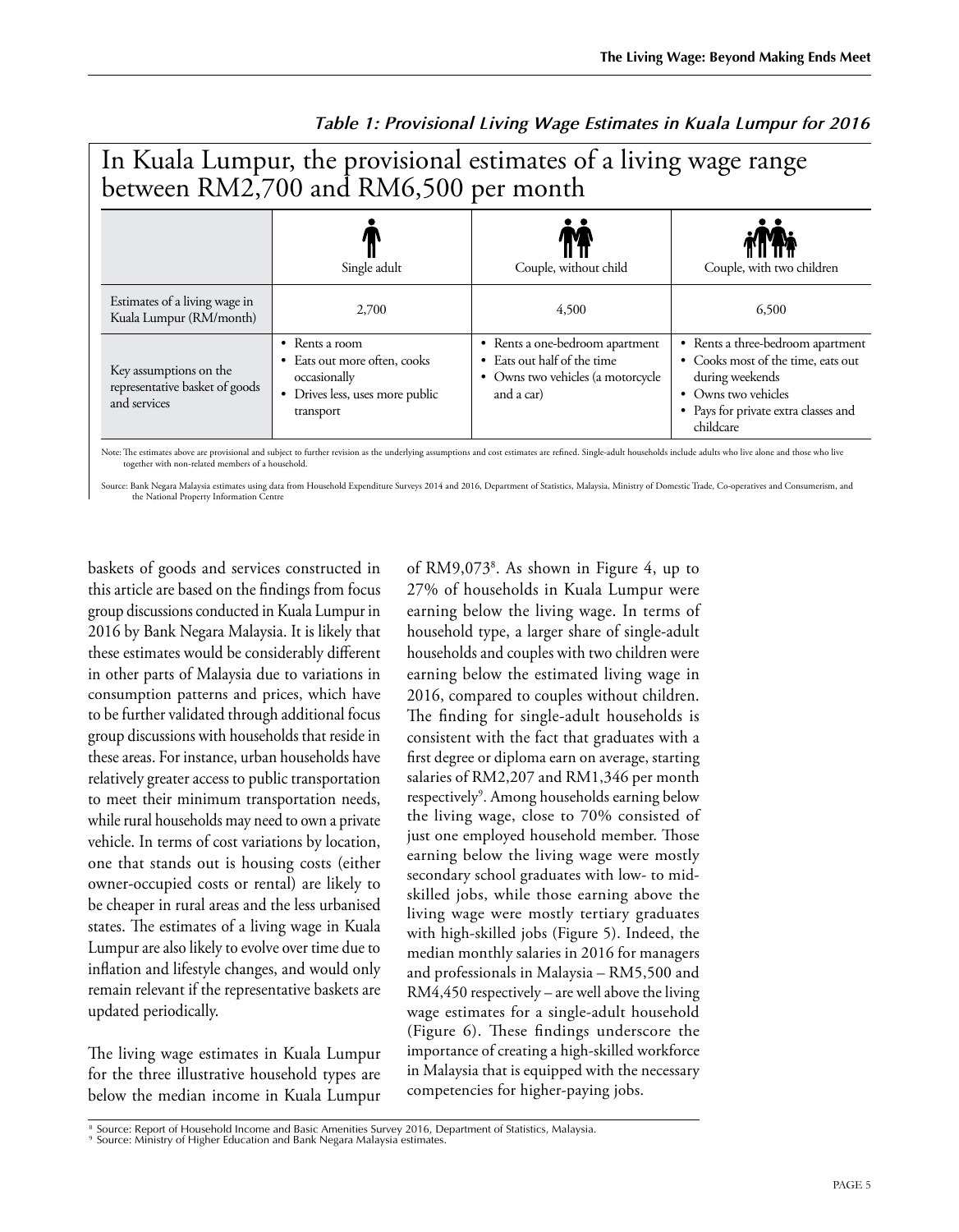*Table 1: Provisional Living Wage Estimates in Kuala Lumpur for 2016*

## In Kuala Lumpur, the provisional estimates of a living wage range between RM2,700 and RM6,500 per month

| | Single adult | Couple, without child | Couple, with two children |
|---|---|---|---|
| Estimates of a living wage in Kuala Lumpur (RM/month) | 2,700 | 4,500 | 6,500 |
| Key assumptions on the representative basket of goods and services | • Rents a room<br>• Eats out more often, cooks occasionally<br>• Drives less, uses more public transport | • Rents a one-bedroom apartment<br>• Eats out half of the time<br>• Owns two vehicles (a motorcycle and a car) | • Rents a three-bedroom apartment<br>• Cooks most of the time, eats out during weekends<br>• Owns two vehicles<br>• Pays for private extra classes and childcare |

Note: The estimates above are provisional and subject to further revision as the underlying assumptions and cost estimates are refined. Single-adult households include adults who live alone and those who live together with non-related members of a household.

Source: Bank Negara Malaysia estimates using data from Household Expenditure Surveys 2014 and 2016, Department of Statistics, Malaysia, Ministry of Domestic Trade, Co-operatives and Consumerism, and the National Property Information Centre

baskets of goods and services constructed in this article are based on the findings from focus group discussions conducted in Kuala Lumpur in 2016 by Bank Negara Malaysia. It is likely that these estimates would be considerably different in other parts of Malaysia due to variations in consumption patterns and prices, which have to be further validated through additional focus group discussions with households that reside in these areas. For instance, urban households have relatively greater access to public transportation to meet their minimum transportation needs, while rural households may need to own a private vehicle. In terms of cost variations by location, one that stands out is housing costs (either owner-occupied costs or rental) are likely to be cheaper in rural areas and the less urbanised states. The estimates of a living wage in Kuala Lumpur are also likely to evolve over time due to inflation and lifestyle changes, and would only remain relevant if the representative baskets are updated periodically.

The living wage estimates in Kuala Lumpur for the three illustrative household types are below the median income in Kuala Lumpur of RM9,073[8]. As shown in Figure 4, up to 27% of households in Kuala Lumpur were earning below the living wage. In terms of household type, a larger share of single-adult households and couples with two children were earning below the estimated living wage in 2016, compared to couples without children. The finding for single-adult households is consistent with the fact that graduates with a first degree or diploma earn on average, starting salaries of RM2,207 and RM1,346 per month respectively[9]. Among households earning below the living wage, close to 70% consisted of just one employed household member. Those earning below the living wage were mostly secondary school graduates with low- to mid-skilled jobs, while those earning above the living wage were mostly tertiary graduates with high-skilled jobs (Figure 5). Indeed, the median monthly salaries in 2016 for managers and professionals in Malaysia – RM5,500 and RM4,450 respectively – are well above the living wage estimates for a single-adult household (Figure 6). These findings underscore the importance of creating a high-skilled workforce in Malaysia that is equipped with the necessary competencies for higher-paying jobs.

[8] Source: Report of Household Income and Basic Amenities Survey 2016, Department of Statistics, Malaysia.
[9] Source: Ministry of Higher Education and Bank Negara Malaysia estimates.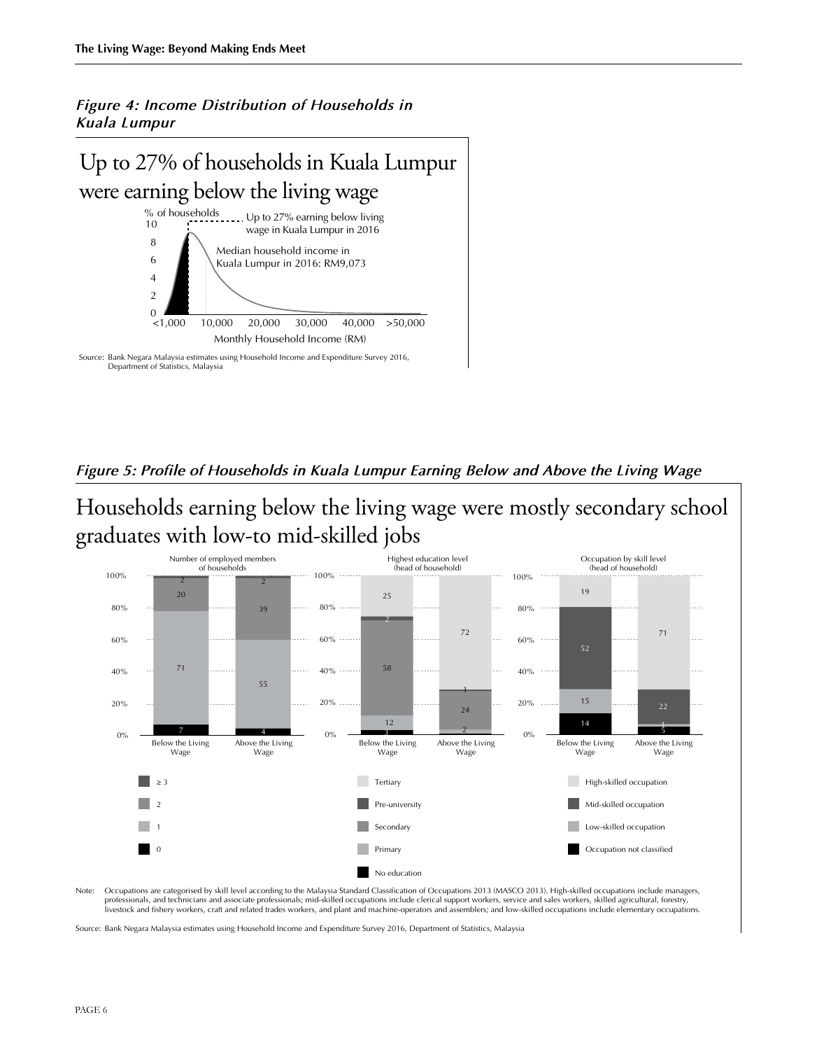*Figure 4: Income Distribution of Households in Kuala Lumpur*

Up to 27% of households in Kuala Lumpur were earning below the living wage

% of households

Up to 27% earning below living wage in Kuala Lumpur in 2016

Median household income in Kuala Lumpur in 2016: RM9,073

Monthly Household Income (RM)

Source: Bank Negara Malaysia estimates using Household Income and Expenditure Survey 2016, Department of Statistics, Malaysia

*Figure 5: Profile of Households in Kuala Lumpur Earning Below and Above the Living Wage*

Households earning below the living wage were mostly secondary school graduates with low-to mid-skilled jobs

**Number of employed members of households (%)**

| | Below the Living Wage | Above the Living Wage |
|---|---|---|
| ≥ 3 | 2 | 2 |
| 2 | 20 | 39 |
| 1 | 71 | 55 |
| 0 | 7 | 4 |

**Highest education level (head of household) (%)**

| | Below the Living Wage | Above the Living Wage |
|---|---|---|
| Tertiary | 25 | 72 |
| Pre-university | 2 | 1 |
| Secondary | 58 | 24 |
| Primary | 12 | 2 |
| No education | 3 | |

**Occupation by skill level (head of household) (%)**

| | Below the Living Wage | Above the Living Wage |
|---|---|---|
| High-skilled occupation | 19 | 71 |
| Mid-skilled occupation | 52 | 22 |
| Low-skilled occupation | 15 | 1 |
| Occupation not classified | 14 | 5 |

Note: Occupations are categorised by skill level according to the Malaysia Standard Classification of Occupations 2013 (MASCO 2013). High-skilled occupations include managers, professionals, and technicians and associate professionals; mid-skilled occupations include clerical support workers, service and sales workers, skilled agricultural, forestry, livestock and fishery workers, craft and related trades workers, and plant and machine-operators and assemblers; and low-skilled occupations include elementary occupations.

Source: Bank Negara Malaysia estimates using Household Income and Expenditure Survey 2016, Department of Statistics, Malaysia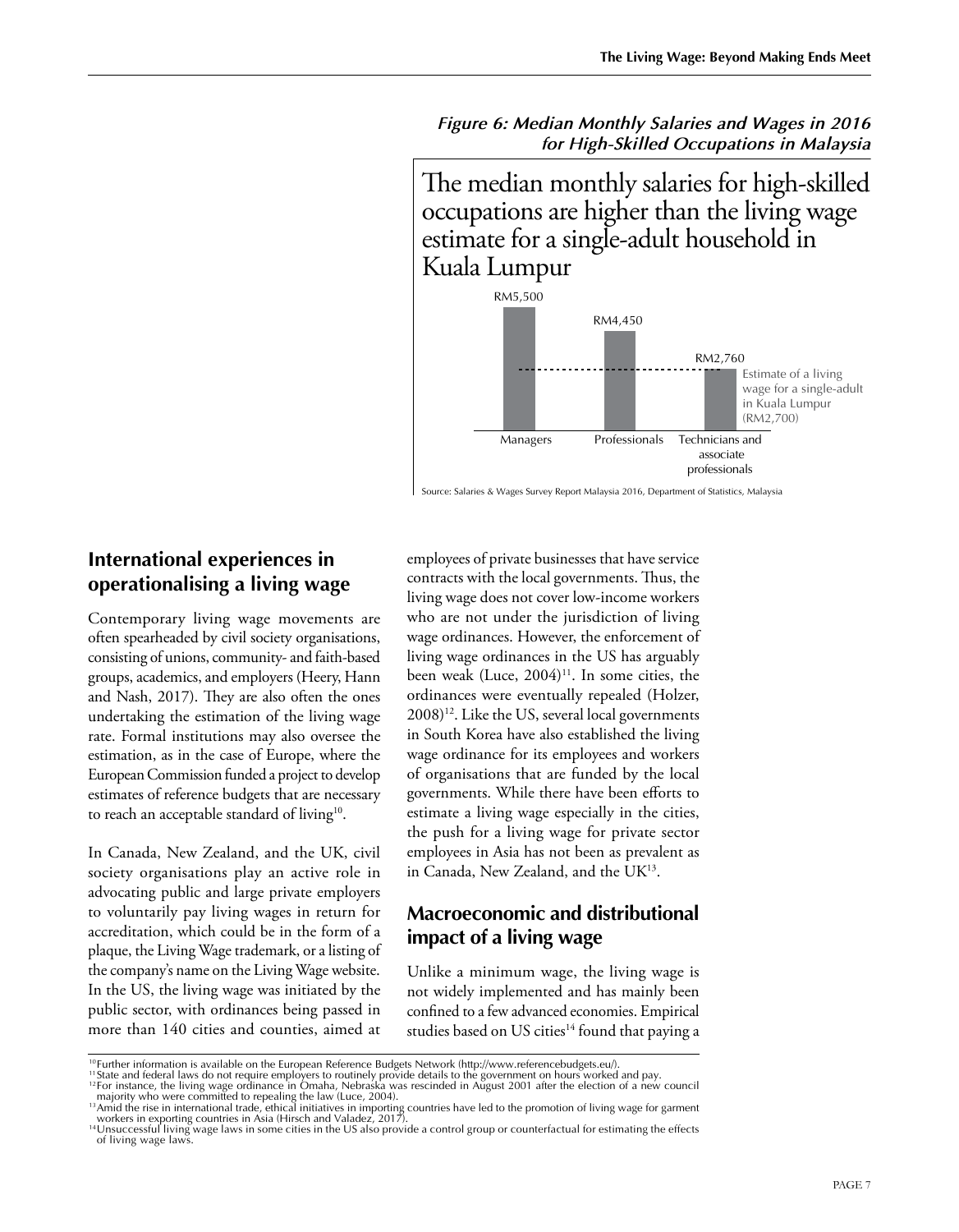*Figure 6: Median Monthly Salaries and Wages in 2016 for High-Skilled Occupations in Malaysia*

The median monthly salaries for high-skilled occupations are higher than the living wage estimate for a single-adult household in Kuala Lumpur

| Occupation | Median monthly salary |
| --- | --- |
| Managers | RM5,500 |
| Professionals | RM4,450 |
| Technicians and associate professionals | RM2,760 |

Estimate of a living wage for a single-adult in Kuala Lumpur (RM2,700)

Source: Salaries & Wages Survey Report Malaysia 2016, Department of Statistics, Malaysia

## International experiences in operationalising a living wage

Contemporary living wage movements are often spearheaded by civil society organisations, consisting of unions, community- and faith-based groups, academics, and employers (Heery, Hann and Nash, 2017). They are also often the ones undertaking the estimation of the living wage rate. Formal institutions may also oversee the estimation, as in the case of Europe, where the European Commission funded a project to develop estimates of reference budgets that are necessary to reach an acceptable standard of living[10].

In Canada, New Zealand, and the UK, civil society organisations play an active role in advocating public and large private employers to voluntarily pay living wages in return for accreditation, which could be in the form of a plaque, the Living Wage trademark, or a listing of the company's name on the Living Wage website. In the US, the living wage was initiated by the public sector, with ordinances being passed in more than 140 cities and counties, aimed at employees of private businesses that have service contracts with the local governments. Thus, the living wage does not cover low-income workers who are not under the jurisdiction of living wage ordinances. However, the enforcement of living wage ordinances in the US has arguably been weak (Luce, 2004)[11]. In some cities, the ordinances were eventually repealed (Holzer, 2008)[12]. Like the US, several local governments in South Korea have also established the living wage ordinance for its employees and workers of organisations that are funded by the local governments. While there have been efforts to estimate a living wage especially in the cities, the push for a living wage for private sector employees in Asia has not been as prevalent as in Canada, New Zealand, and the UK[13].

## Macroeconomic and distributional impact of a living wage

Unlike a minimum wage, the living wage is not widely implemented and has mainly been confined to a few advanced economies. Empirical studies based on US cities[14] found that paying a

[10] Further information is available on the European Reference Budgets Network (http://www.referencebudgets.eu/).
[11] State and federal laws do not require employers to routinely provide details to the government on hours worked and pay.
[12] For instance, the living wage ordinance in Omaha, Nebraska was rescinded in August 2001 after the election of a new council majority who were committed to repealing the law (Luce, 2004).
[13] Amid the rise in international trade, ethical initiatives in importing countries have led to the promotion of living wage for garment workers in exporting countries in Asia (Hirsch and Valadez, 2017).
[14] Unsuccessful living wage laws in some cities in the US also provide a control group or counterfactual for estimating the effects of living wage laws.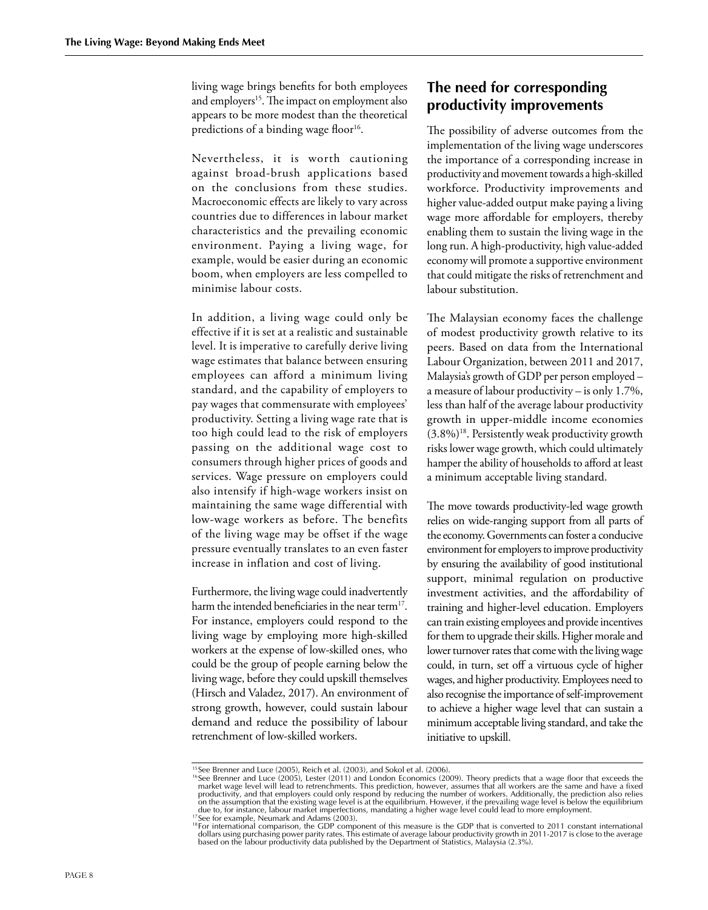living wage brings benefits for both employees and employers[15]. The impact on employment also appears to be more modest than the theoretical predictions of a binding wage floor[16].

Nevertheless, it is worth cautioning against broad-brush applications based on the conclusions from these studies. Macroeconomic effects are likely to vary across countries due to differences in labour market characteristics and the prevailing economic environment. Paying a living wage, for example, would be easier during an economic boom, when employers are less compelled to minimise labour costs.

In addition, a living wage could only be effective if it is set at a realistic and sustainable level. It is imperative to carefully derive living wage estimates that balance between ensuring employees can afford a minimum living standard, and the capability of employers to pay wages that commensurate with employees' productivity. Setting a living wage rate that is too high could lead to the risk of employers passing on the additional wage cost to consumers through higher prices of goods and services. Wage pressure on employers could also intensify if high-wage workers insist on maintaining the same wage differential with low-wage workers as before. The benefits of the living wage may be offset if the wage pressure eventually translates to an even faster increase in inflation and cost of living.

Furthermore, the living wage could inadvertently harm the intended beneficiaries in the near term[17]. For instance, employers could respond to the living wage by employing more high-skilled workers at the expense of low-skilled ones, who could be the group of people earning below the living wage, before they could upskill themselves (Hirsch and Valadez, 2017). An environment of strong growth, however, could sustain labour demand and reduce the possibility of labour retrenchment of low-skilled workers.

## The need for corresponding productivity improvements

The possibility of adverse outcomes from the implementation of the living wage underscores the importance of a corresponding increase in productivity and movement towards a high-skilled workforce. Productivity improvements and higher value-added output make paying a living wage more affordable for employers, thereby enabling them to sustain the living wage in the long run. A high-productivity, high value-added economy will promote a supportive environment that could mitigate the risks of retrenchment and labour substitution.

The Malaysian economy faces the challenge of modest productivity growth relative to its peers. Based on data from the International Labour Organization, between 2011 and 2017, Malaysia's growth of GDP per person employed – a measure of labour productivity – is only 1.7%, less than half of the average labour productivity growth in upper-middle income economies (3.8%)[18]. Persistently weak productivity growth risks lower wage growth, which could ultimately hamper the ability of households to afford at least a minimum acceptable living standard.

The move towards productivity-led wage growth relies on wide-ranging support from all parts of the economy. Governments can foster a conducive environment for employers to improve productivity by ensuring the availability of good institutional support, minimal regulation on productive investment activities, and the affordability of training and higher-level education. Employers can train existing employees and provide incentives for them to upgrade their skills. Higher morale and lower turnover rates that come with the living wage could, in turn, set off a virtuous cycle of higher wages, and higher productivity. Employees need to also recognise the importance of self-improvement to achieve a higher wage level that can sustain a minimum acceptable living standard, and take the initiative to upskill.

---

[15] See Brenner and Luce (2005), Reich et al. (2003), and Sokol et al. (2006).

[16] See Brenner and Luce (2005), Lester (2011) and London Economics (2009). Theory predicts that a wage floor that exceeds the market wage level will lead to retrenchments. This prediction, however, assumes that all workers are the same and have a fixed productivity, and that employers could only respond by reducing the number of workers. Additionally, the prediction also relies on the assumption that the existing wage level is at the equilibrium. However, if the prevailing wage level is below the equilibrium due to, for instance, labour market imperfections, mandating a higher wage level could lead to more employment.

[17] See for example, Neumark and Adams (2003).

[18] For international comparison, the GDP component of this measure is the GDP that is converted to 2011 constant international dollars using purchasing power parity rates. This estimate of average labour productivity growth in 2011-2017 is close to the average based on the labour productivity data published by the Department of Statistics, Malaysia (2.3%).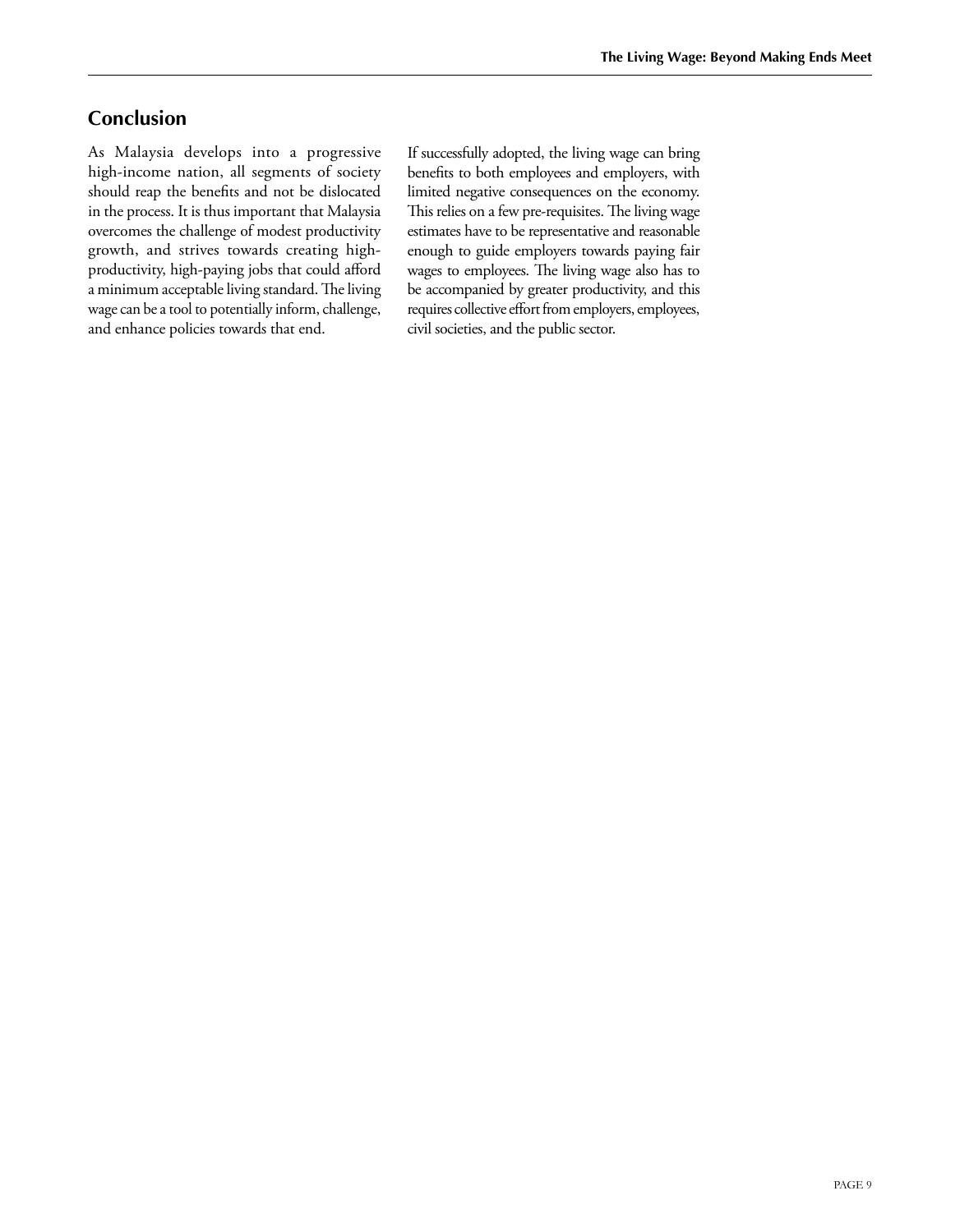## Conclusion

As Malaysia develops into a progressive high-income nation, all segments of society should reap the benefits and not be dislocated in the process. It is thus important that Malaysia overcomes the challenge of modest productivity growth, and strives towards creating high-productivity, high-paying jobs that could afford a minimum acceptable living standard. The living wage can be a tool to potentially inform, challenge, and enhance policies towards that end.

If successfully adopted, the living wage can bring benefits to both employees and employers, with limited negative consequences on the economy. This relies on a few pre-requisites. The living wage estimates have to be representative and reasonable enough to guide employers towards paying fair wages to employees. The living wage also has to be accompanied by greater productivity, and this requires collective effort from employers, employees, civil societies, and the public sector.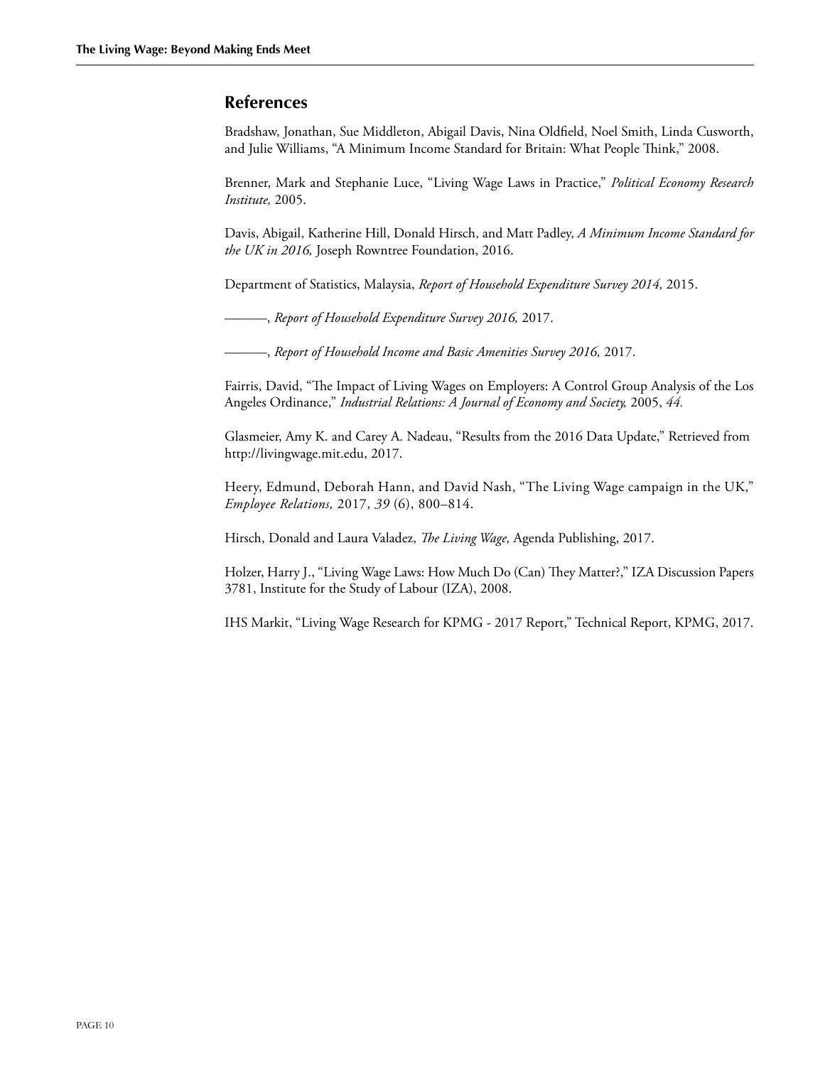## References

Bradshaw, Jonathan, Sue Middleton, Abigail Davis, Nina Oldfield, Noel Smith, Linda Cusworth, and Julie Williams, "A Minimum Income Standard for Britain: What People Think," 2008.

Brenner, Mark and Stephanie Luce, "Living Wage Laws in Practice," *Political Economy Research Institute,* 2005.

Davis, Abigail, Katherine Hill, Donald Hirsch, and Matt Padley, *A Minimum Income Standard for the UK in 2016,* Joseph Rowntree Foundation, 2016.

Department of Statistics, Malaysia, *Report of Household Expenditure Survey 2014,* 2015.

———, *Report of Household Expenditure Survey 2016,* 2017.

———, *Report of Household Income and Basic Amenities Survey 2016,* 2017.

Fairris, David, "The Impact of Living Wages on Employers: A Control Group Analysis of the Los Angeles Ordinance," *Industrial Relations: A Journal of Economy and Society,* 2005, *44.*

Glasmeier, Amy K. and Carey A. Nadeau, "Results from the 2016 Data Update," Retrieved from http://livingwage.mit.edu, 2017.

Heery, Edmund, Deborah Hann, and David Nash, "The Living Wage campaign in the UK," *Employee Relations,* 2017, *39* (6), 800–814.

Hirsch, Donald and Laura Valadez, *The Living Wage,* Agenda Publishing, 2017.

Holzer, Harry J., "Living Wage Laws: How Much Do (Can) They Matter?," IZA Discussion Papers 3781, Institute for the Study of Labour (IZA), 2008.

IHS Markit, "Living Wage Research for KPMG - 2017 Report," Technical Report, KPMG, 2017.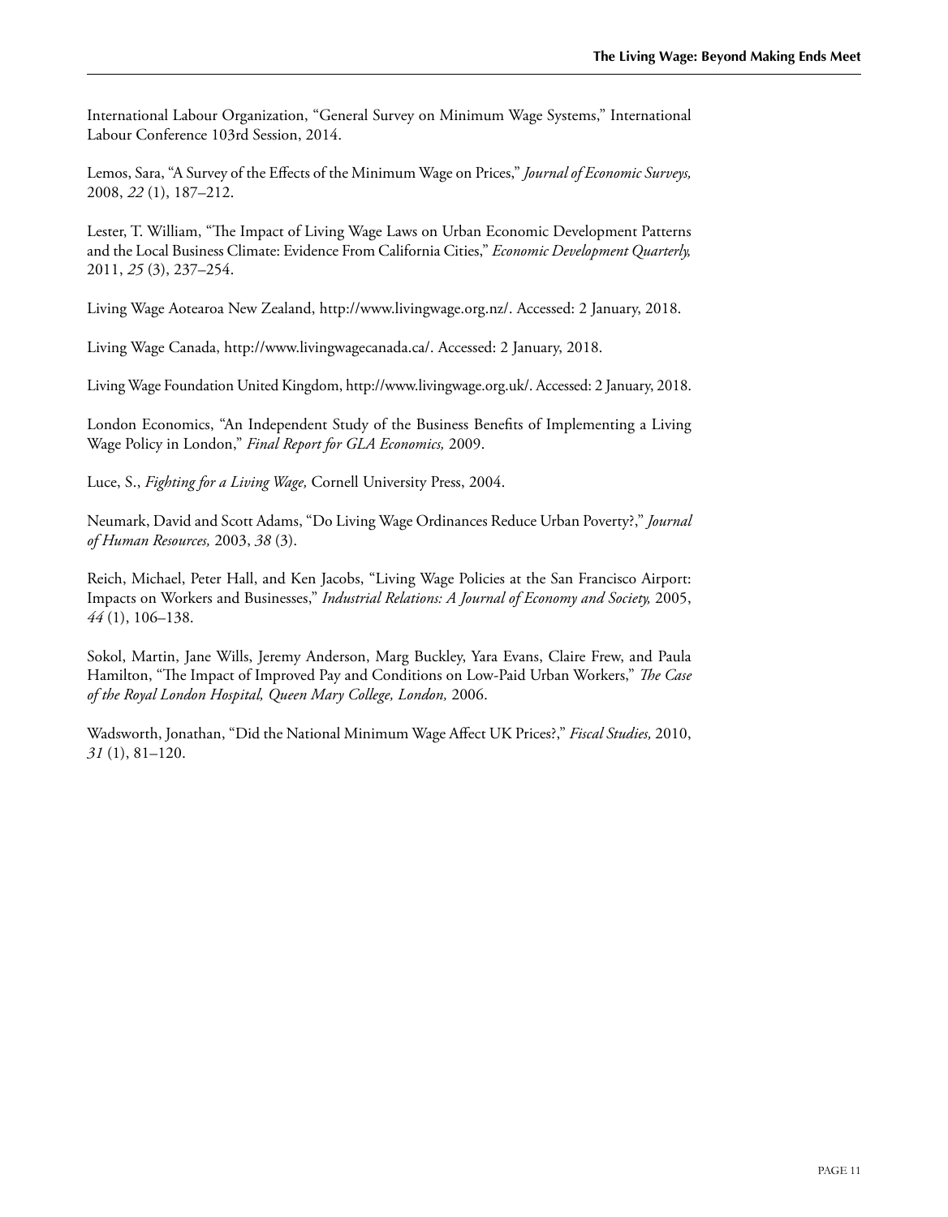International Labour Organization, "General Survey on Minimum Wage Systems," International Labour Conference 103rd Session, 2014.

Lemos, Sara, "A Survey of the Effects of the Minimum Wage on Prices," *Journal of Economic Surveys,* 2008, *22* (1), 187–212.

Lester, T. William, "The Impact of Living Wage Laws on Urban Economic Development Patterns and the Local Business Climate: Evidence From California Cities," *Economic Development Quarterly,* 2011, *25* (3), 237–254.

Living Wage Aotearoa New Zealand, http://www.livingwage.org.nz/. Accessed: 2 January, 2018.

Living Wage Canada, http://www.livingwagecanada.ca/. Accessed: 2 January, 2018.

Living Wage Foundation United Kingdom, http://www.livingwage.org.uk/. Accessed: 2 January, 2018.

London Economics, "An Independent Study of the Business Benefits of Implementing a Living Wage Policy in London," *Final Report for GLA Economics,* 2009.

Luce, S., *Fighting for a Living Wage,* Cornell University Press, 2004.

Neumark, David and Scott Adams, "Do Living Wage Ordinances Reduce Urban Poverty?," *Journal of Human Resources,* 2003, *38* (3).

Reich, Michael, Peter Hall, and Ken Jacobs, "Living Wage Policies at the San Francisco Airport: Impacts on Workers and Businesses," *Industrial Relations: A Journal of Economy and Society,* 2005, *44* (1), 106–138.

Sokol, Martin, Jane Wills, Jeremy Anderson, Marg Buckley, Yara Evans, Claire Frew, and Paula Hamilton, "The Impact of Improved Pay and Conditions on Low-Paid Urban Workers," *The Case of the Royal London Hospital, Queen Mary College, London,* 2006.

Wadsworth, Jonathan, "Did the National Minimum Wage Affect UK Prices?," *Fiscal Studies,* 2010, *31* (1), 81–120.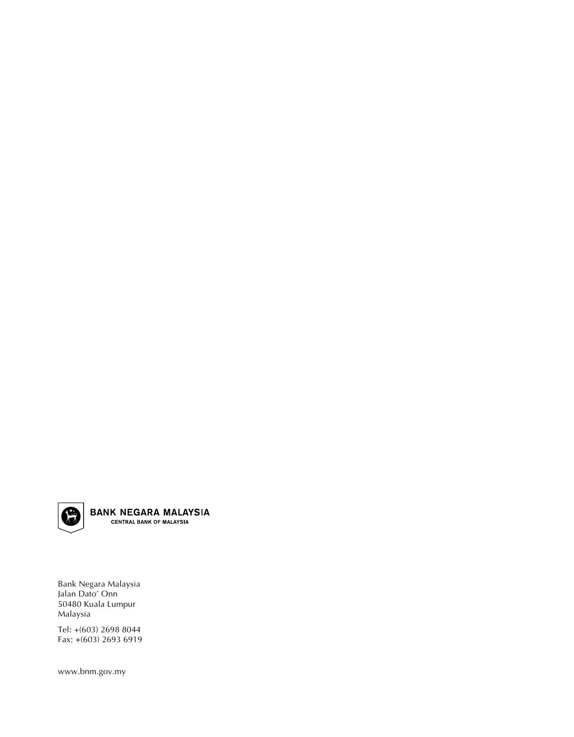BANK NEGARA MALAYSIA
CENTRAL BANK OF MALAYSIA

Bank Negara Malaysia
Jalan Dato' Onn
50480 Kuala Lumpur
Malaysia

Tel: +(603) 2698 8044
Fax: +(603) 2693 6919

www.bnm.gov.my